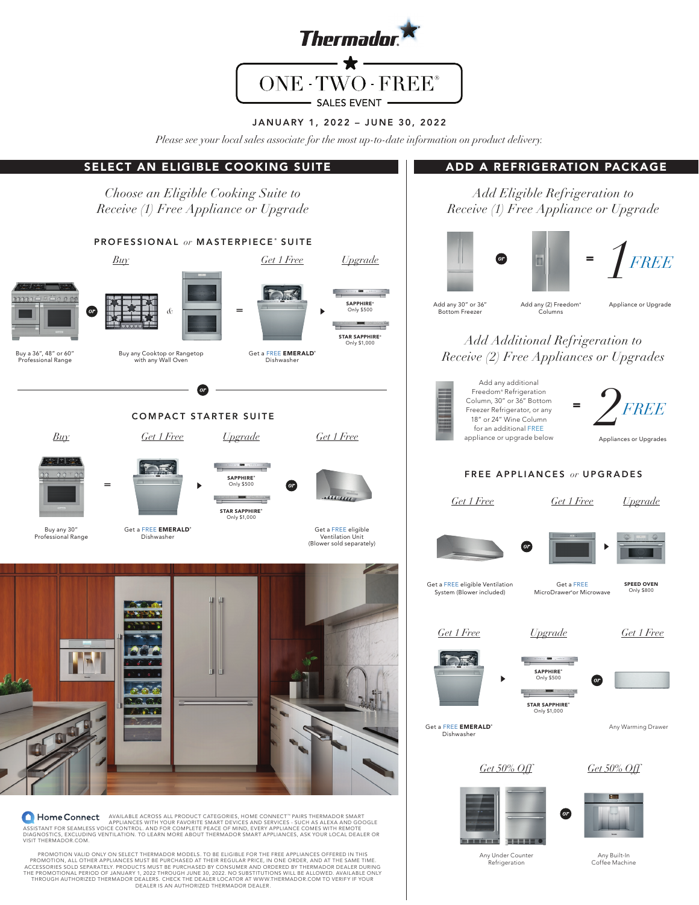# Thermador

## ONE · TWO · FREE® SALES EVENT

**JANUARY 1, 2022 – JUNE 30, 2022**

*Please see your local sales associate for the most up-to-date information on product delivery.*

## SELECT AN ELIGIBLE COOKING SUITE

*Choose an Eligible Cooking Suite to Receive (1) Free Appliance or Upgrade*

### PROFESSIONAL *or* MASTERPIECE® SUITE

*Buy*

Buy a 36", 48" or 60" Professional Range

*or*

Buy any Cooktop or Rangetop with any Wall Oven

=

*Get 1 Free*

Get a FREE **EMERALD®** Dishwasher

*Upgrade*

**SAPPHIRE®** Only $500

**STAR SAPPHIRE®** Only $1,000

*or*

### COMPACT STARTER SUITE

*Buy*

Buy any 30" Professional Range

=

*Get 1 Free*

Get a FREE **EMERALD®** Dishwasher

*Upgrade*

**SAPPHIRE®** Only $500

**STAR SAPPHIRE®** Only $1,000

*or*

*Get 1 Free*

Get a FREE eligible Ventilation Unit (Blower sold separately)

## ADD A REFRIGERATION PACKAGE

*Add Eligible Refrigeration to Receive (1) Free Appliance or Upgrade*

Add any 30" or 36" Bottom Freezer *or* Add any (2) Freedom® Columns = *1 FREE* Appliance or Upgrade

*Add Additional Refrigeration to Receive (2) Free Appliances or Upgrades*

Add any additional Freedom® Refrigeration Column, 30" or 36" Bottom Freezer Refrigerator, or any 18" or 24" Wine Column for an additional FREE appliance or upgrade below = *2 FREE* Appliances or Upgrades

### FREE APPLIANCES *or* UPGRADES

*Get 1 Free*

Get a FREE eligible Ventilation System (Blower included)

*or*

*Get 1 Free*

Get a FREE MicroDrawer® or Microwave

*Upgrade*

**SPEED OVEN** Only $800

*Get 1 Free*

Get a FREE **EMERALD®** Dishwasher

*Upgrade*

**SAPPHIRE®** Only $500

**STAR SAPPHIRE®** Only $1,000

*or*

*Get 1 Free*

Any Warming Drawer

*Get 50% Off*

Any Under Counter Refrigeration

*or*

*Get 50% Off*

Any Built-In Coffee Machine

**Home Connect** AVAILABLE ACROSS ALL PRODUCT CATEGORIES, HOME CONNECT™ PAIRS THERMADOR SMART APPLIANCES WITH YOUR FAVORITE SMART DEVICES AND SERVICES - SUCH AS ALEXA AND GOOGLE ASSISTANT FOR SEAMLESS VOICE CONTROL. AND FOR COMPLETE PEACE OF MIND, EVERY APPLIANCE COMES WITH REMOTE DIAGNOSTICS, EXCLUDING VENTILATION. TO LEARN MORE ABOUT THERMADOR SMART APPLIANCES, ASK YOUR LOCAL DEALER OR VISIT THERMADOR.COM.

PROMOTION VALID ONLY ON SELECT THERMADOR MODELS. TO BE ELIGIBLE FOR THE FREE APPLIANCES OFFERED IN THIS PROMOTION, ALL OTHER APPLIANCES MUST BE PURCHASED AT THEIR REGULAR PRICE, IN ONE ORDER, AND AT THE SAME TIME. ACCESSORIES SOLD SEPARATELY. PRODUCTS MUST BE PURCHASED BY CONSUMER AND ORDERED BY THERMADOR DEALER DURING THE PROMOTIONAL PERIOD OF JANUARY 1, 2022 THROUGH JUNE 30, 2022. NO SUBSTITUTIONS WILL BE ALLOWED. AVAILABLE ONLY THROUGH AUTHORIZED THERMADOR DEALERS. CHECK THE DEALER LOCATOR AT WWW.THERMADOR.COM TO VERIFY IF YOUR DEALER IS AN AUTHORIZED THERMADOR DEALER.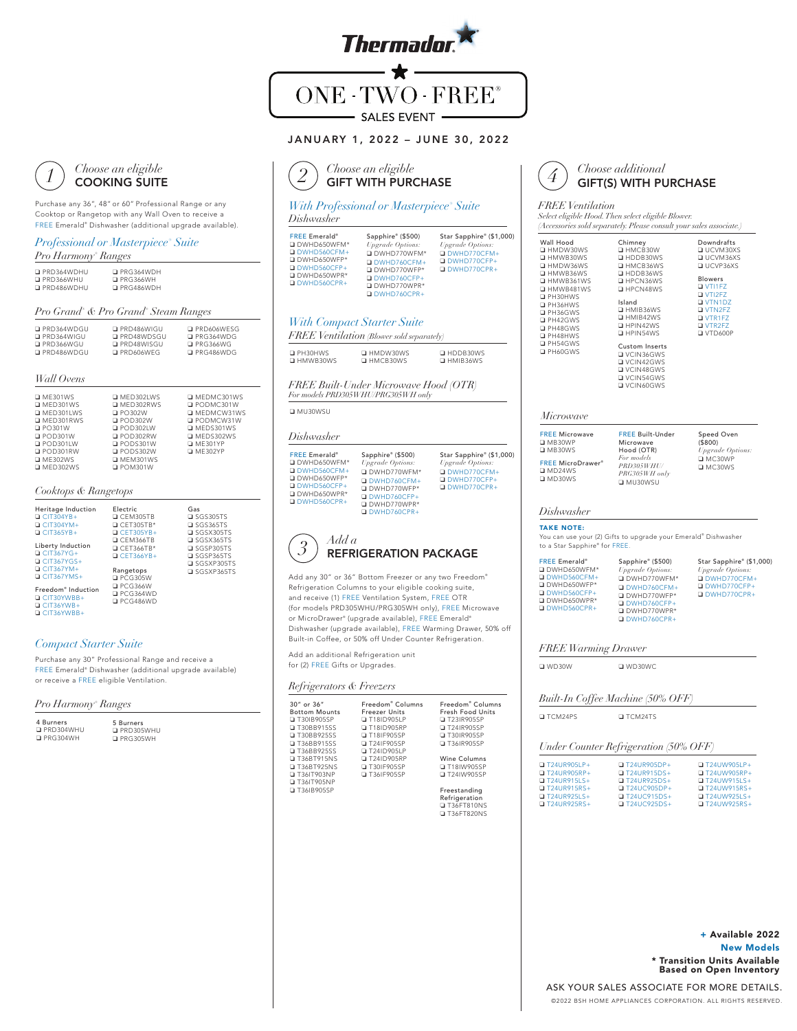# Thermador

# ONE · TWO · FREE®

SALES EVENT

**JANUARY 1, 2022 – JUNE 30, 2022**

## 1 Choose an eligible COOKING SUITE

Purchase any 36", 48" or 60" Professional Range or any Cooktop or Rangetop with any Wall Oven to receive a FREE Emerald® Dishwasher (additional upgrade available).

### *Professional or Masterpiece® Suite*

*Pro Harmony® Ranges*

- ❑ PRD364WDHU
- ❑ PRD366WHU
- ❑ PRD486WDHU
- ❑ PRG364WDH
- ❑ PRG366WH
- ❑ PRG486WDH

*Pro Grand® & Pro Grand® Steam Ranges*

- ❑ PRD364WDGU
- ❑ PRD364WIGU
- ❑ PRD366WGU
- ❑ PRD486WDGU
- ❑ PRD486WIGU
- ❑ PRD48WDSGU
- ❑ PRD48WISGU
- ❑ PRD606WEG
- ❑ PRD606WESG
- ❑ PRG364WDG
- ❑ PRG366WG
- ❑ PRG486WDG

*Wall Ovens*

- ❑ ME301WS
- ❑ MED301WS
- ❑ MED301LWS
- ❑ MED301RWS
- ❑ PO301W
- ❑ POD301W
- ❑ POD301LW
- ❑ POD301RW
- ❑ ME302WS
- ❑ MED302WS
- ❑ MED302LWS
- ❑ MED302RWS
- ❑ PO302W
- ❑ POD302W
- ❑ POD302LW
- ❑ POD302RW
- ❑ PODS301W
- ❑ PODS302W
- ❑ MEM301WS
- ❑ POM301W
- ❑ MEDMC301WS
- ❑ PODMC301W
- ❑ MEDMCW31WS
- ❑ PODMCW31W
- ❑ MEDS301WS
- ❑ MEDS302WS
- ❑ ME301YP
- ❑ ME302YP

*Cooktops & Rangetops*

Heritage Induction
- ❑ CIT304YB+
- ❑ CIT304YM+
- ❑ CIT365YB+

Liberty Induction
- ❑ CIT367YG+
- ❑ CIT367YGS+
- ❑ CIT367YM+
- ❑ CIT367YMS+

Freedom® Induction
- ❑ CIT30YWBB+
- ❑ CIT36YWB+
- ❑ CIT36YWBB+

Electric
- ❑ CEM305TB
- ❑ CET305TB*
- ❑ CET305YB+
- ❑ CEM366TB
- ❑ CET366TB*
- ❑ CET366YB+

Rangetops
- ❑ PCG305W
- ❑ PCG366W
- ❑ PCG364WD
- ❑ PCG486WD

Gas
- ❑ SGS305TS
- ❑ SGS365TS
- ❑ SGSX305TS
- ❑ SGSX365TS
- ❑ SGSP305TS
- ❑ SGSP365TS
- ❑ SGSXP305TS
- ❑ SGSXP365TS

### *Compact Starter Suite*

Purchase any 30" Professional Range and receive a FREE Emerald® Dishwasher (additional upgrade available) or receive a FREE eligible Ventilation.

*Pro Harmony® Ranges*

4 Burners
- ❑ PRD304WHU
- ❑ PRG304WH

5 Burners
- ❑ PRD305WHU
- ❑ PRG305WH

## 2 Choose an eligible GIFT WITH PURCHASE

### *With Professional or Masterpiece® Suite*

*Dishwasher*

FREE Emerald®
- ❑ DWHD650WFM*
- ❑ DWHD560CFM+
- ❑ DWHD650WFP*
- ❑ DWHD560CFP+
- ❑ DWHD650WPR*
- ❑ DWHD560CPR+

Sapphire® ($500)
*Upgrade Options:*
- ❑ DWHD770WFM*
- ❑ DWHD760CFM+
- ❑ DWHD770WFP*
- ❑ DWHD760CFP+
- ❑ DWHD770WPR*
- ❑ DWHD760CPR+

Star Sapphire® ($1,000)
*Upgrade Options:*
- ❑ DWHD770CFM+
- ❑ DWHD770CFP+
- ❑ DWHD770CPR+

### *With Compact Starter Suite*

*FREE Ventilation (Blower sold separately)*

- ❑ PH30HWS
- ❑ HMWB30WS
- ❑ HMDW30WS
- ❑ HMCB30WS
- ❑ HDDB30WS
- ❑ HMIB36WS

*FREE Built-Under Microwave Hood (OTR)*
*For models PRD305WHU/PRG305WH only*

- ❑ MU30WSU

*Dishwasher*

FREE Emerald®
- ❑ DWHD650WFM*
- ❑ DWHD560CFM+
- ❑ DWHD650WFP*
- ❑ DWHD560CFP+
- ❑ DWHD650WPR*
- ❑ DWHD560CPR+

Sapphire® ($500)
*Upgrade Options:*
- ❑ DWHD770WFM*
- ❑ DWHD760CFM+
- ❑ DWHD770WFP*
- ❑ DWHD760CFP+
- ❑ DWHD770WPR*
- ❑ DWHD760CPR+

Star Sapphire® ($1,000)
*Upgrade Options:*
- ❑ DWHD770CFM+
- ❑ DWHD770CFP+
- ❑ DWHD770CPR+

## 3 Add a REFRIGERATION PACKAGE

Add any 30" or 36" Bottom Freezer or any two Freedom® Refrigeration Columns to your eligible cooking suite, and receive (1) FREE Ventilation System, FREE OTR (for models PRD305WHU/PRG305WH only), FREE Microwave or MicroDrawer® (upgrade available), FREE Emerald® Dishwasher (upgrade available), FREE Warming Drawer, 50% off Built-in Coffee, or 50% off Under Counter Refrigeration.

Add an additional Refrigeration unit for (2) FREE Gifts or Upgrades.

*Refrigerators & Freezers*

30" or 36" Bottom Mounts
- ❑ T30IB905SP
- ❑ T30BB915SS
- ❑ T30BB925SS
- ❑ T36BB915SS
- ❑ T36BB925SS
- ❑ T36BT915NS
- ❑ T36BT925NS
- ❑ T36IT903NP
- ❑ T36IT905NP
- ❑ T36IB905SP

Freedom® Columns Freezer Units
- ❑ T18ID905LP
- ❑ T18ID905RP
- ❑ T18IF905SP
- ❑ T24IF905SP
- ❑ T24ID905LP
- ❑ T24ID905RP
- ❑ T30IF905SP
- ❑ T36IF905SP

Freedom® Columns Fresh Food Units
- ❑ T23IR905SP
- ❑ T24IR905SP
- ❑ T30IR905SP
- ❑ T36IR905SP

Wine Columns
- ❑ T18IW905SP
- ❑ T24IW905SP

Freestanding Refrigeration
- ❑ T36FT810NS
- ❑ T36FT820NS

## 4 Choose additional GIFT(S) WITH PURCHASE

*FREE Ventilation*
*Select eligible Hood. Then select eligible Blower.*
*(Accessories sold separately. Please consult your sales associate.)*

Wall Hood
- ❑ HMDW30WS
- ❑ HMWB30WS
- ❑ HMDW36WS
- ❑ HMWB36WS
- ❑ HMWB361WS
- ❑ HMWB481WS
- ❑ PH30HWS
- ❑ PH36HWS
- ❑ PH36GWS
- ❑ PH42GWS
- ❑ PH48GWS
- ❑ PH48HWS
- ❑ PH54GWS
- ❑ PH60GWS

Chimney
- ❑ HMCB30W
- ❑ HDDB30WS
- ❑ HMCB36WS
- ❑ HDDB36WS
- ❑ HPCN36WS
- ❑ HPCN48WS

Island
- ❑ HMIB36WS
- ❑ HMIB42WS
- ❑ HPIN42WS
- ❑ HPIN54WS

Custom Inserts
- ❑ VCIN36GWS
- ❑ VCIN42GWS
- ❑ VCIN48GWS
- ❑ VCIN54GWS
- ❑ VCIN60GWS

Downdrafts
- ❑ UCVM30XS
- ❑ UCVM36XS
- ❑ UCVP36XS

Blowers
- ❑ VTI1FZ
- ❑ VTI2FZ
- ❑ VTN1DZ
- ❑ VTN2FZ
- ❑ VTR1FZ
- ❑ VTR2FZ
- ❑ VTD600P

*Microwave*

FREE Microwave
- ❑ MB30WP
- ❑ MB30WS

FREE MicroDrawer®
- ❑ MD24WS
- ❑ MD30WS

FREE Built-Under Microwave Hood (OTR)
*For models PRD305WHU/PRG305WH only*
- ❑ MU30WSU

Speed Oven ($800)
*Upgrade Options:*
- ❑ MC30WP
- ❑ MC30WS

*Dishwasher*

**TAKE NOTE:**
You can use your (2) Gifts to upgrade your Emerald® Dishwasher to a Star Sapphire® for FREE.

FREE Emerald®
- ❑ DWHD650WFM*
- ❑ DWHD560CFM+
- ❑ DWHD650WFP*
- ❑ DWHD560CFP+
- ❑ DWHD650WPR*
- ❑ DWHD560CPR+

Sapphire® ($500)
*Upgrade Options:*
- ❑ DWHD770WFM*
- ❑ DWHD760CFM+
- ❑ DWHD770WFP*
- ❑ DWHD760CFP+
- ❑ DWHD770WPR*
- ❑ DWHD760CPR+

Star Sapphire® ($1,000)
*Upgrade Options:*
- ❑ DWHD770CFM+
- ❑ DWHD770CFP+
- ❑ DWHD770CPR+

*FREE Warming Drawer*

- ❑ WD30W
- ❑ WD30WC

*Built-In Coffee Machine (50% OFF)*

- ❑ TCM24PS
- ❑ TCM24TS

*Under Counter Refrigeration (50% OFF)*

- ❑ T24UR905LP+
- ❑ T24UR905RP+
- ❑ T24UR915LS+
- ❑ T24UR915RS+
- ❑ T24UR925LS+
- ❑ T24UR925RS+
- ❑ T24UR905DP+
- ❑ T24UR915DS+
- ❑ T24UR925DS+
- ❑ T24UC905DP+
- ❑ T24UC915DS+
- ❑ T24UC925DS+
- ❑ T24UW905LP+
- ❑ T24UW905RP+
- ❑ T24UW915LS+
- ❑ T24UW915RS+
- ❑ T24UW925LS+
- ❑ T24UW925RS+

**+ Available 2022**
**New Models**
**\* Transition Units Available Based on Open Inventory**

ASK YOUR SALES ASSOCIATE FOR MORE DETAILS.

©2022 BSH HOME APPLIANCES CORPORATION. ALL RIGHTS RESERVED.